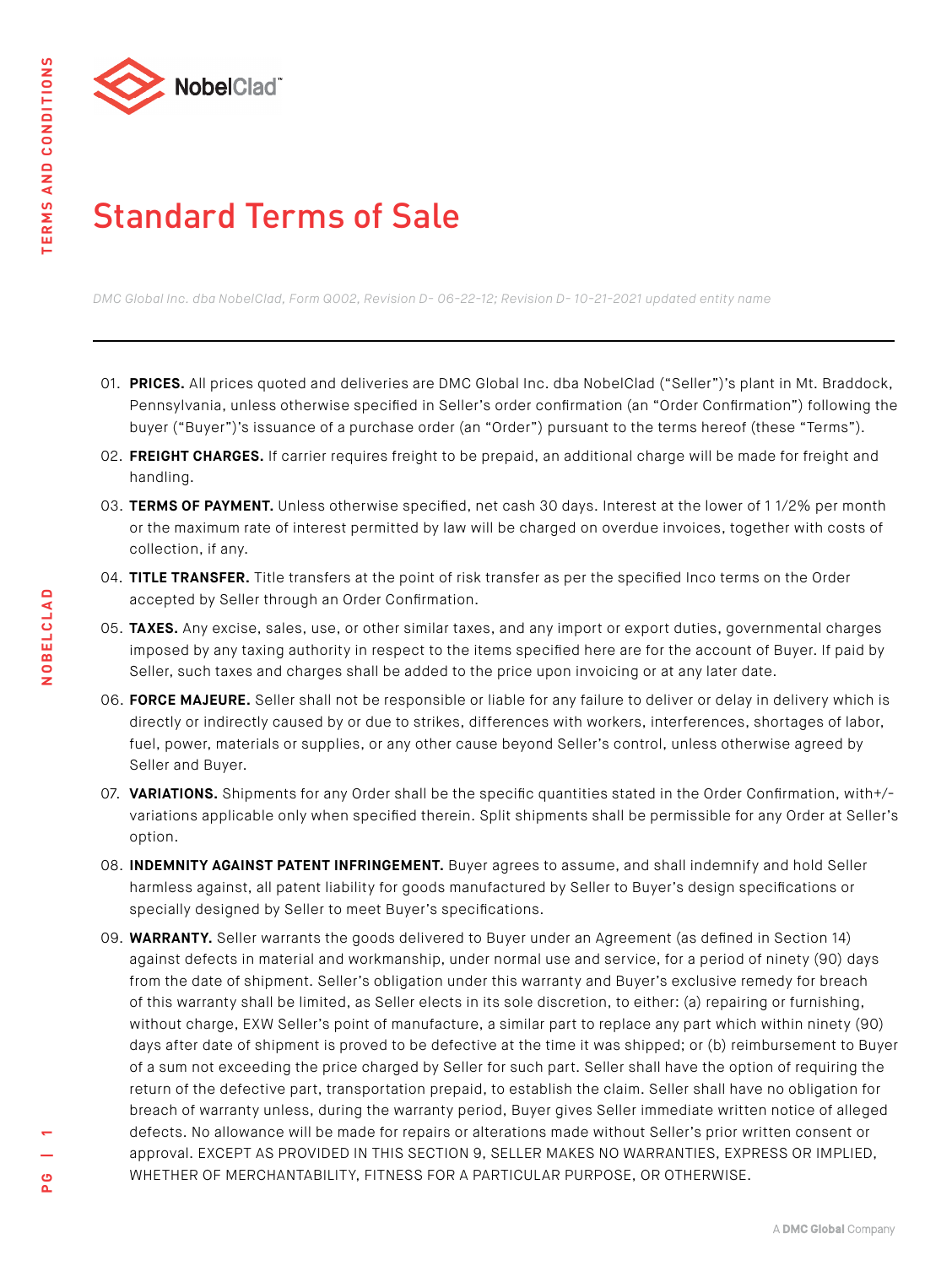# Standard Terms of Sale

*DMC Global Inc. dba NobelClad, Form Q002, Revision D- 06-22-12; Revision D- 10-21-2021 updated entity name*

---

01. **PRICES.** All prices quoted and deliveries are DMC Global Inc. dba NobelClad ("Seller")'s plant in Mt. Braddock, Pennsylvania, unless otherwise specified in Seller's order confirmation (an "Order Confirmation") following the buyer ("Buyer")'s issuance of a purchase order (an "Order") pursuant to the terms hereof (these "Terms").

02. **FREIGHT CHARGES.** If carrier requires freight to be prepaid, an additional charge will be made for freight and handling.

03. **TERMS OF PAYMENT.** Unless otherwise specified, net cash 30 days. Interest at the lower of 1 1/2% per month or the maximum rate of interest permitted by law will be charged on overdue invoices, together with costs of collection, if any.

04. **TITLE TRANSFER.** Title transfers at the point of risk transfer as per the specified Inco terms on the Order accepted by Seller through an Order Confirmation.

05. **TAXES.** Any excise, sales, use, or other similar taxes, and any import or export duties, governmental charges imposed by any taxing authority in respect to the items specified here are for the account of Buyer. If paid by Seller, such taxes and charges shall be added to the price upon invoicing or at any later date.

06. **FORCE MAJEURE.** Seller shall not be responsible or liable for any failure to deliver or delay in delivery which is directly or indirectly caused by or due to strikes, differences with workers, interferences, shortages of labor, fuel, power, materials or supplies, or any other cause beyond Seller's control, unless otherwise agreed by Seller and Buyer.

07. **VARIATIONS.** Shipments for any Order shall be the specific quantities stated in the Order Confirmation, with+/- variations applicable only when specified therein. Split shipments shall be permissible for any Order at Seller's option.

08. **INDEMNITY AGAINST PATENT INFRINGEMENT.** Buyer agrees to assume, and shall indemnify and hold Seller harmless against, all patent liability for goods manufactured by Seller to Buyer's design specifications or specially designed by Seller to meet Buyer's specifications.

09. **WARRANTY.** Seller warrants the goods delivered to Buyer under an Agreement (as defined in Section 14) against defects in material and workmanship, under normal use and service, for a period of ninety (90) days from the date of shipment. Seller's obligation under this warranty and Buyer's exclusive remedy for breach of this warranty shall be limited, as Seller elects in its sole discretion, to either: (a) repairing or furnishing, without charge, EXW Seller's point of manufacture, a similar part to replace any part which within ninety (90) days after date of shipment is proved to be defective at the time it was shipped; or (b) reimbursement to Buyer of a sum not exceeding the price charged by Seller for such part. Seller shall have the option of requiring the return of the defective part, transportation prepaid, to establish the claim. Seller shall have no obligation for breach of warranty unless, during the warranty period, Buyer gives Seller immediate written notice of alleged defects. No allowance will be made for repairs or alterations made without Seller's prior written consent or approval. EXCEPT AS PROVIDED IN THIS SECTION 9, SELLER MAKES NO WARRANTIES, EXPRESS OR IMPLIED, WHETHER OF MERCHANTABILITY, FITNESS FOR A PARTICULAR PURPOSE, OR OTHERWISE.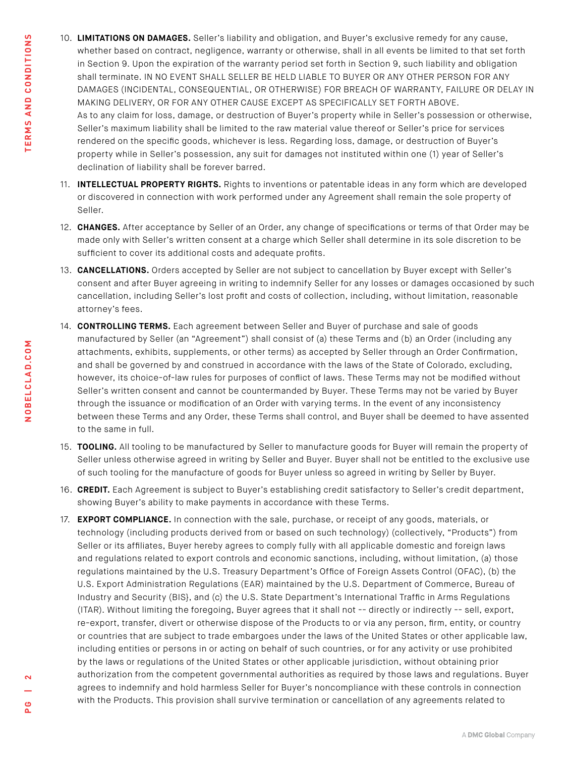10. **LIMITATIONS ON DAMAGES.** Seller's liability and obligation, and Buyer's exclusive remedy for any cause, whether based on contract, negligence, warranty or otherwise, shall in all events be limited to that set forth in Section 9. Upon the expiration of the warranty period set forth in Section 9, such liability and obligation shall terminate. IN NO EVENT SHALL SELLER BE HELD LIABLE TO BUYER OR ANY OTHER PERSON FOR ANY DAMAGES (INCIDENTAL, CONSEQUENTIAL, OR OTHERWISE) FOR BREACH OF WARRANTY, FAILURE OR DELAY IN MAKING DELIVERY, OR FOR ANY OTHER CAUSE EXCEPT AS SPECIFICALLY SET FORTH ABOVE.
    As to any claim for loss, damage, or destruction of Buyer's property while in Seller's possession or otherwise, Seller's maximum liability shall be limited to the raw material value thereof or Seller's price for services rendered on the specific goods, whichever is less. Regarding loss, damage, or destruction of Buyer's property while in Seller's possession, any suit for damages not instituted within one (1) year of Seller's declination of liability shall be forever barred.

11. **INTELLECTUAL PROPERTY RIGHTS.** Rights to inventions or patentable ideas in any form which are developed or discovered in connection with work performed under any Agreement shall remain the sole property of Seller.

12. **CHANGES.** After acceptance by Seller of an Order, any change of specifications or terms of that Order may be made only with Seller's written consent at a charge which Seller shall determine in its sole discretion to be sufficient to cover its additional costs and adequate profits.

13. **CANCELLATIONS.** Orders accepted by Seller are not subject to cancellation by Buyer except with Seller's consent and after Buyer agreeing in writing to indemnify Seller for any losses or damages occasioned by such cancellation, including Seller's lost profit and costs of collection, including, without limitation, reasonable attorney's fees.

14. **CONTROLLING TERMS.** Each agreement between Seller and Buyer of purchase and sale of goods manufactured by Seller (an "Agreement") shall consist of (a) these Terms and (b) an Order (including any attachments, exhibits, supplements, or other terms) as accepted by Seller through an Order Confirmation, and shall be governed by and construed in accordance with the laws of the State of Colorado, excluding, however, its choice-of-law rules for purposes of conflict of laws. These Terms may not be modified without Seller's written consent and cannot be countermanded by Buyer. These Terms may not be varied by Buyer through the issuance or modification of an Order with varying terms. In the event of any inconsistency between these Terms and any Order, these Terms shall control, and Buyer shall be deemed to have assented to the same in full.

15. **TOOLING.** All tooling to be manufactured by Seller to manufacture goods for Buyer will remain the property of Seller unless otherwise agreed in writing by Seller and Buyer. Buyer shall not be entitled to the exclusive use of such tooling for the manufacture of goods for Buyer unless so agreed in writing by Seller by Buyer.

16. **CREDIT.** Each Agreement is subject to Buyer's establishing credit satisfactory to Seller's credit department, showing Buyer's ability to make payments in accordance with these Terms.

17. **EXPORT COMPLIANCE.** In connection with the sale, purchase, or receipt of any goods, materials, or technology (including products derived from or based on such technology) (collectively, "Products") from Seller or its affiliates, Buyer hereby agrees to comply fully with all applicable domestic and foreign laws and regulations related to export controls and economic sanctions, including, without limitation, (a) those regulations maintained by the U.S. Treasury Department's Office of Foreign Assets Control (OFAC), (b) the U.S. Export Administration Regulations (EAR) maintained by the U.S. Department of Commerce, Bureau of Industry and Security (BIS}, and (c) the U.S. State Department's International Traffic in Arms Regulations (ITAR). Without limiting the foregoing, Buyer agrees that it shall not -- directly or indirectly -- sell, export, re-export, transfer, divert or otherwise dispose of the Products to or via any person, firm, entity, or country or countries that are subject to trade embargoes under the laws of the United States or other applicable law, including entities or persons in or acting on behalf of such countries, or for any activity or use prohibited by the laws or regulations of the United States or other applicable jurisdiction, without obtaining prior authorization from the competent governmental authorities as required by those laws and regulations. Buyer agrees to indemnify and hold harmless Seller for Buyer's noncompliance with these controls in connection with the Products. This provision shall survive termination or cancellation of any agreements related to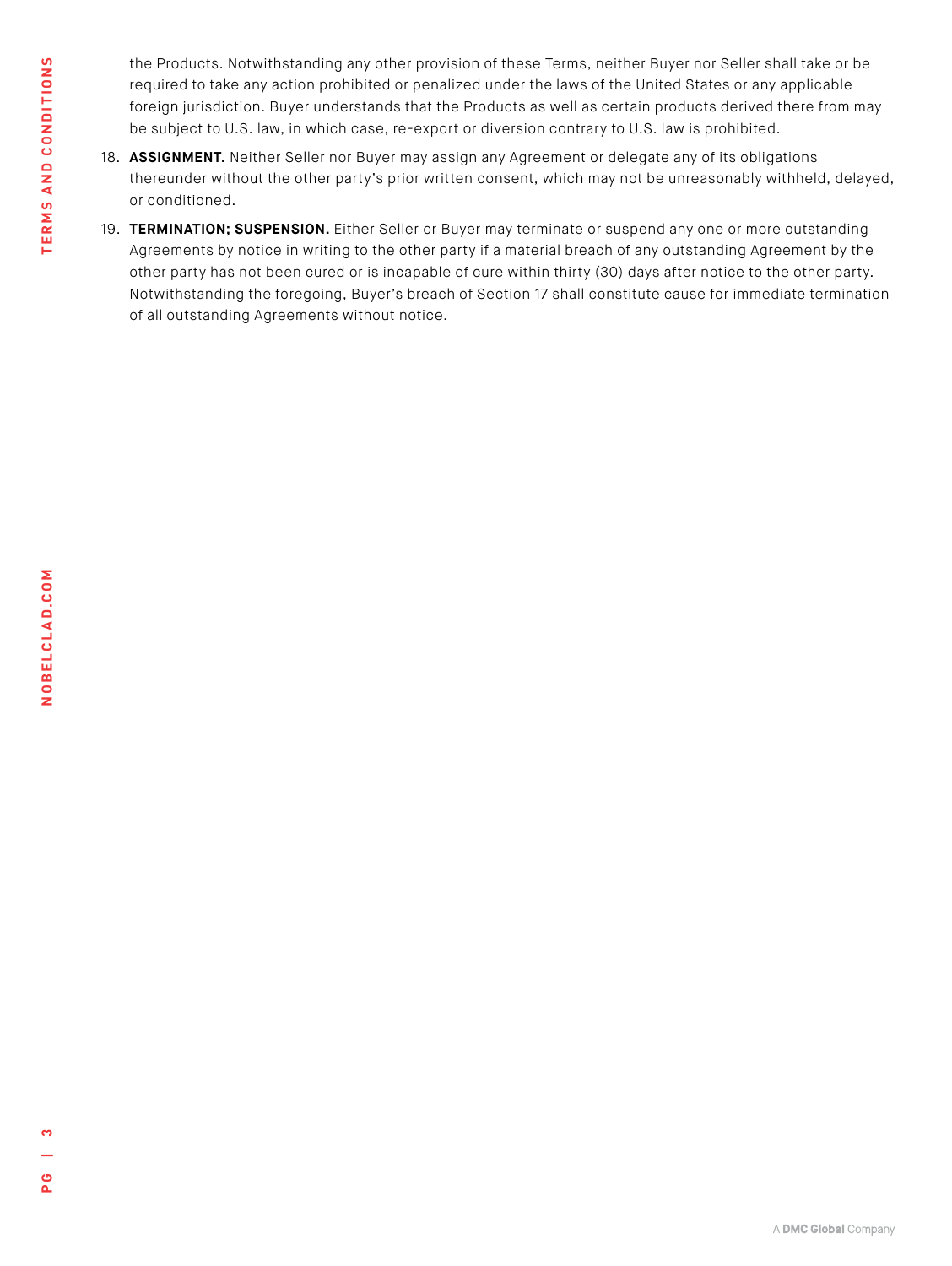the Products. Notwithstanding any other provision of these Terms, neither Buyer nor Seller shall take or be required to take any action prohibited or penalized under the laws of the United States or any applicable foreign jurisdiction. Buyer understands that the Products as well as certain products derived there from may be subject to U.S. law, in which case, re-export or diversion contrary to U.S. law is prohibited.

18. **ASSIGNMENT.** Neither Seller nor Buyer may assign any Agreement or delegate any of its obligations thereunder without the other party's prior written consent, which may not be unreasonably withheld, delayed, or conditioned.

19. **TERMINATION; SUSPENSION.** Either Seller or Buyer may terminate or suspend any one or more outstanding Agreements by notice in writing to the other party if a material breach of any outstanding Agreement by the other party has not been cured or is incapable of cure within thirty (30) days after notice to the other party. Notwithstanding the foregoing, Buyer's breach of Section 17 shall constitute cause for immediate termination of all outstanding Agreements without notice.